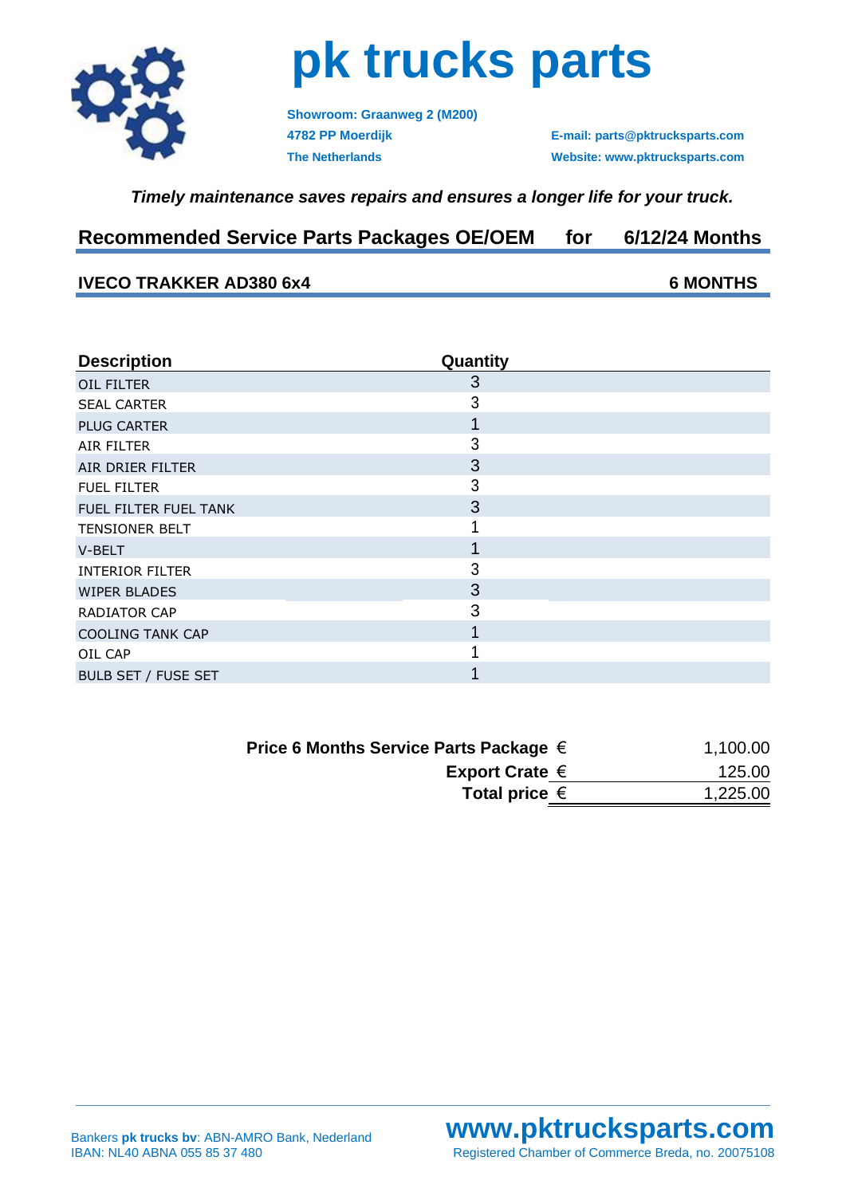# pk trucks parts

**Showroom: Graanweg 2 (M200)**
**4782 PP Moerdijk**
**The Netherlands**

**E-mail: parts@pktrucksparts.com**
**Website: www.pktrucksparts.com**

***Timely maintenance saves repairs and ensures a longer life for your truck.***

## Recommended Service Parts Packages OE/OEM for 6/12/24 Months

### IVECO TRAKKER AD380 6x4 — 6 MONTHS

| Description | Quantity |
|---|---|
| OIL FILTER | 3 |
| SEAL CARTER | 3 |
| PLUG CARTER | 1 |
| AIR FILTER | 3 |
| AIR DRIER FILTER | 3 |
| FUEL FILTER | 3 |
| FUEL FILTER FUEL TANK | 3 |
| TENSIONER BELT | 1 |
| V-BELT | 1 |
| INTERIOR FILTER | 3 |
| WIPER BLADES | 3 |
| RADIATOR CAP | 3 |
| COOLING TANK CAP | 1 |
| OIL CAP | 1 |
| BULB SET / FUSE SET | 1 |

| | | |
|---|---|---|
| **Price 6 Months Service Parts Package** | € | 1,100.00 |
| **Export Crate** | € | 125.00 |
| **Total price** | € | 1,225.00 |

Bankers **pk trucks bv**: ABN-AMRO Bank, Nederland
IBAN: NL40 ABNA 055 85 37 480

**www.pktrucksparts.com**
Registered Chamber of Commerce Breda, no. 20075108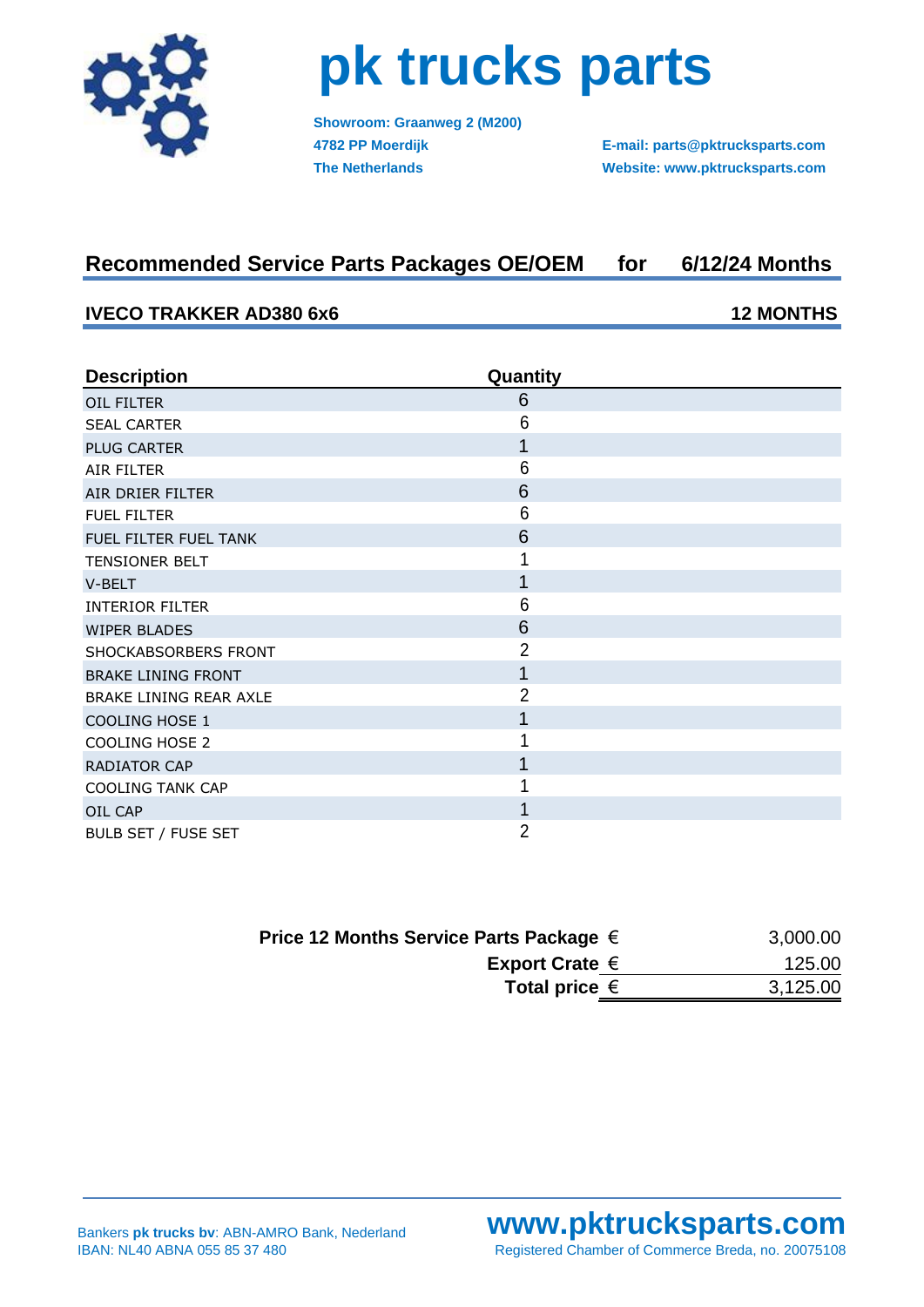# pk trucks parts

**Showroom: Graanweg 2 (M200)**
**4782 PP Moerdijk**
**The Netherlands**

**E-mail: parts@pktrucksparts.com**
**Website: www.pktrucksparts.com**

## Recommended Service Parts Packages OE/OEM for 6/12/24 Months

### IVECO TRAKKER AD380 6x6 — 12 MONTHS

| Description | Quantity |
|---|---|
| OIL FILTER | 6 |
| SEAL CARTER | 6 |
| PLUG CARTER | 1 |
| AIR FILTER | 6 |
| AIR DRIER FILTER | 6 |
| FUEL FILTER | 6 |
| FUEL FILTER FUEL TANK | 6 |
| TENSIONER BELT | 1 |
| V-BELT | 1 |
| INTERIOR FILTER | 6 |
| WIPER BLADES | 6 |
| SHOCKABSORBERS FRONT | 2 |
| BRAKE LINING FRONT | 1 |
| BRAKE LINING REAR AXLE | 2 |
| COOLING HOSE 1 | 1 |
| COOLING HOSE 2 | 1 |
| RADIATOR CAP | 1 |
| COOLING TANK CAP | 1 |
| OIL CAP | 1 |
| BULB SET / FUSE SET | 2 |

| | |
|---|---|
| **Price 12 Months Service Parts Package €** | 3,000.00 |
| **Export Crate €** | 125.00 |
| **Total price €** | 3,125.00 |

Bankers **pk trucks bv**: ABN-AMRO Bank, Nederland
IBAN: NL40 ABNA 055 85 37 480

**www.pktrucksparts.com**
Registered Chamber of Commerce Breda, no. 20075108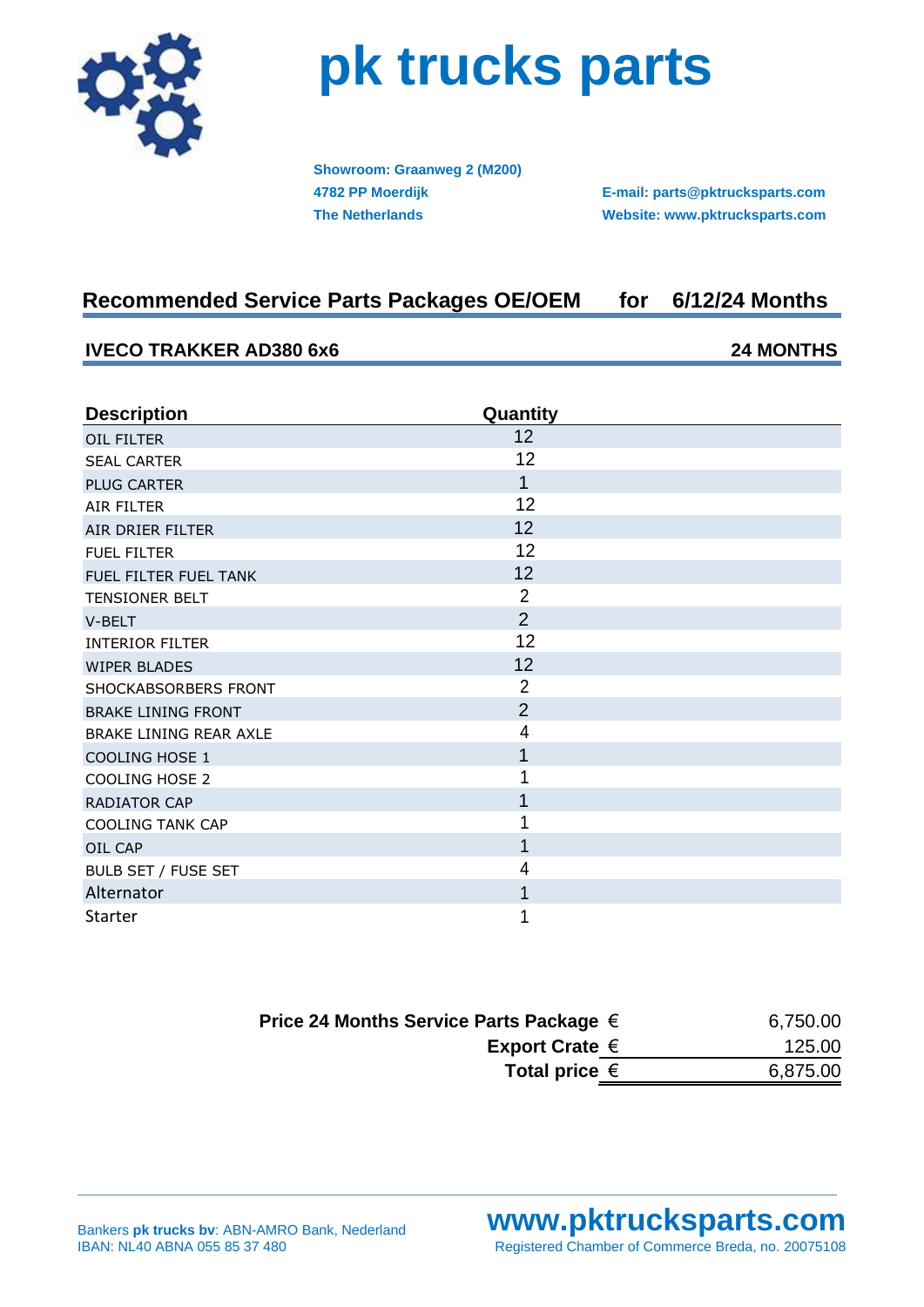# pk trucks parts

**Showroom: Graanweg 2 (M200)**
**4782 PP Moerdijk**
**The Netherlands**

**E-mail: parts@pktrucksparts.com**
**Website: www.pktrucksparts.com**

## Recommended Service Parts Packages OE/OEM for 6/12/24 Months

### IVECO TRAKKER AD380 6x6 — 24 MONTHS

| Description | Quantity |
|---|---|
| OIL FILTER | 12 |
| SEAL CARTER | 12 |
| PLUG CARTER | 1 |
| AIR FILTER | 12 |
| AIR DRIER FILTER | 12 |
| FUEL FILTER | 12 |
| FUEL FILTER FUEL TANK | 12 |
| TENSIONER BELT | 2 |
| V-BELT | 2 |
| INTERIOR FILTER | 12 |
| WIPER BLADES | 12 |
| SHOCKABSORBERS FRONT | 2 |
| BRAKE LINING FRONT | 2 |
| BRAKE LINING REAR AXLE | 4 |
| COOLING HOSE 1 | 1 |
| COOLING HOSE 2 | 1 |
| RADIATOR CAP | 1 |
| COOLING TANK CAP | 1 |
| OIL CAP | 1 |
| BULB SET / FUSE SET | 4 |
| Alternator | 1 |
| Starter | 1 |

| | |
|---|---|
| **Price 24 Months Service Parts Package €** | 6,750.00 |
| **Export Crate €** | 125.00 |
| **Total price €** | 6,875.00 |

Bankers **pk trucks bv**: ABN-AMRO Bank, Nederland
IBAN: NL40 ABNA 055 85 37 480

**www.pktrucksparts.com**
Registered Chamber of Commerce Breda, no. 20075108